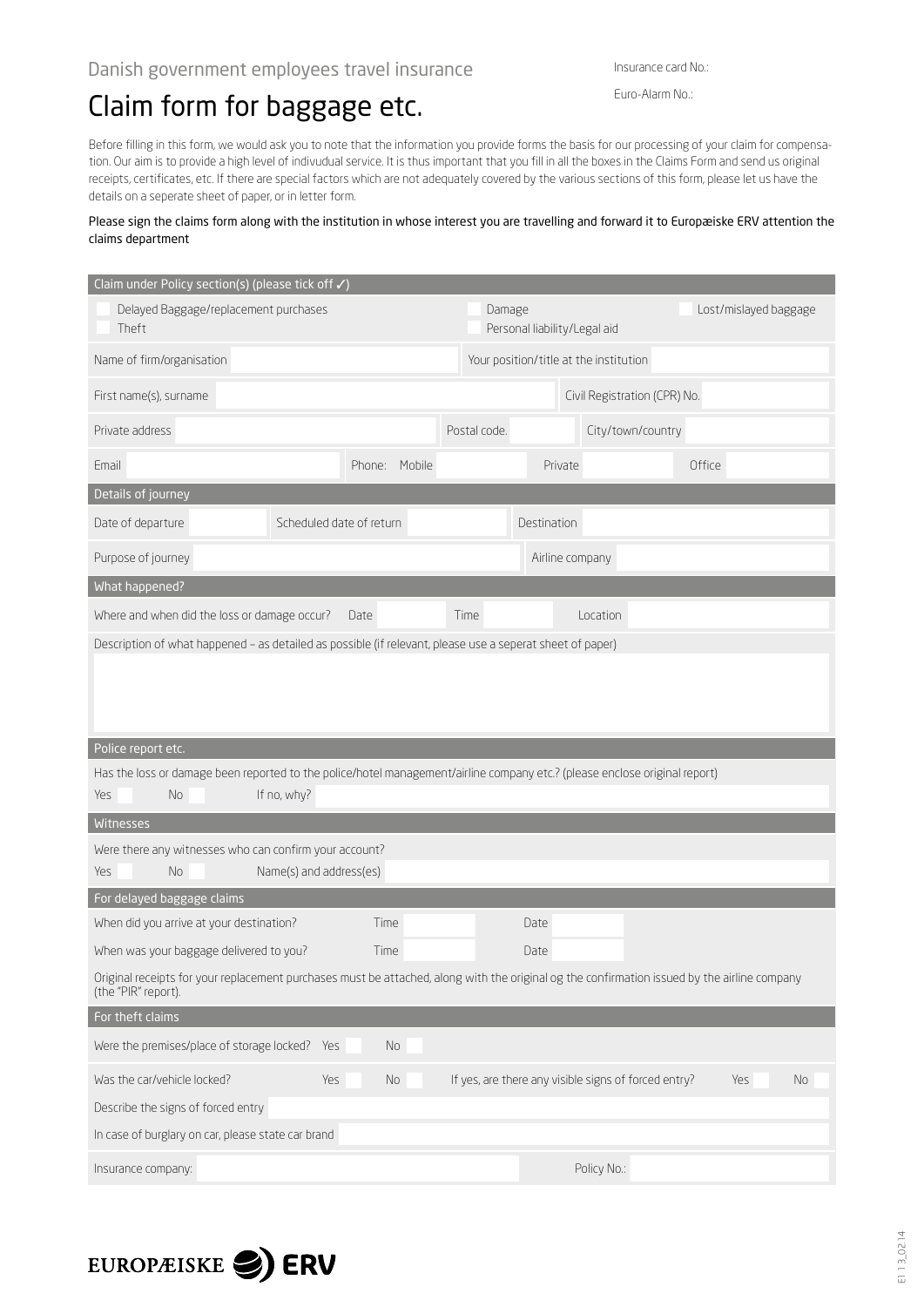Danish government employees travel insurance

# Claim form for baggage etc.

Insurance card No.:

Euro-Alarm No.:

Before filling in this form, we would ask you to note that the information you provide forms the basis for our processing of your claim for compensation. Our aim is to provide a high level of indivudual service. It is thus important that you fill in all the boxes in the Claims Form and send us original receipts, certificates, etc. If there are special factors which are not adequately covered by the various sections of this form, please let us have the details on a seperate sheet of paper, or in letter form.

Please sign the claims form along with the institution in whose interest you are travelling and forward it to Europæiske ERV attention the claims department

## Claim under Policy section(s) (please tick off ✓)

- ☐ Delayed Baggage/replacement purchases
- ☐ Theft
- ☐ Damage
- ☐ Personal liability/Legal aid
- ☐ Lost/mislayed baggage

| Name of firm/organisation | | Your position/title at the institution | |
|---|---|---|---|
| First name(s), surname | | Civil Registration (CPR) No. | |
| Private address | | Postal code. | City/town/country |
| Email | Phone: Mobile | Private | Office |

## Details of journey

| Date of departure | Scheduled date of return | Destination |
|---|---|---|
| Purpose of journey | | Airline company |

## What happened?

Where and when did the loss or damage occur? Date Time Location

Description of what happened – as detailed as possible (if relevant, please use a seperat sheet of paper)

## Police report etc.

Has the loss or damage been reported to the police/hotel management/airline company etc.? (please enclose original report)

Yes ☐ No ☐ If no, why?

## Witnesses

Were there any witnesses who can confirm your account?

Yes ☐ No ☐ Name(s) and address(es)

## For delayed baggage claims

| | Time | Date |
|---|---|---|
| When did you arrive at your destination? | | |
| When was your baggage delivered to you? | | |

Original receipts for your replacement purchases must be attached, along with the original og the confirmation issued by the airline company (the "PIR" report).

## For theft claims

Were the premises/place of storage locked? Yes ☐ No ☐

Was the car/vehicle locked? Yes ☐ No ☐ If yes, are there any visible signs of forced entry? Yes ☐ No ☐

Describe the signs of forced entry

In case of burglary on car, please state car brand

Insurance company: Policy No.:

EUROPÆISKE ERV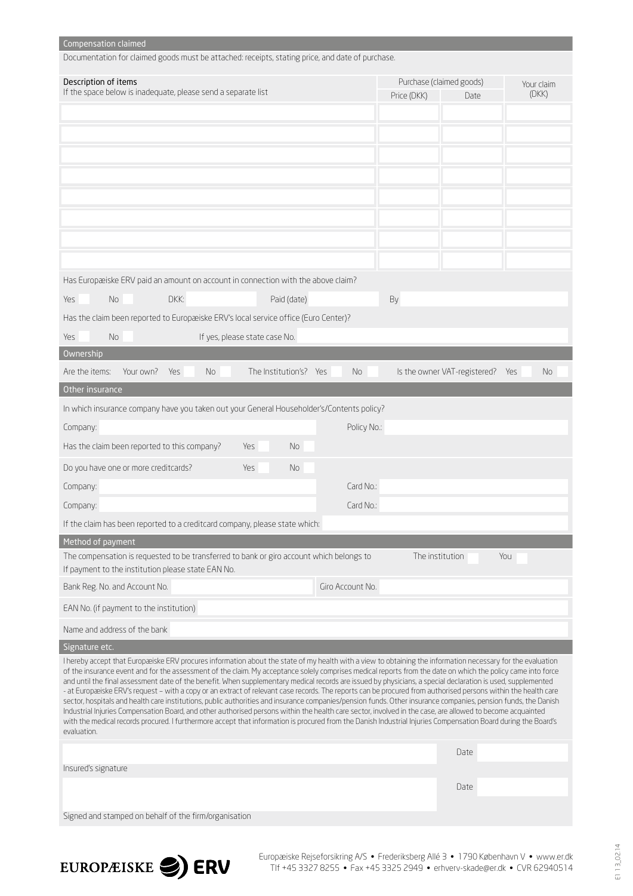## Compensation claimed

Documentation for claimed goods must be attached: receipts, stating price, and date of purchase.

| Description of items<br>If the space below is inadequate, please send a separate list | Purchase (claimed goods) | | Your claim (DKK) |
|---|---|---|---|
| | Price (DKK) | Date | |
| | | | |
| | | | |
| | | | |
| | | | |
| | | | |
| | | | |
| | | | |
| | | | |

Has Europæiske ERV paid an amount on account in connection with the above claim?

Yes ☐ No ☐ DKK: Paid (date) By

Has the claim been reported to Europæiske ERV's local service office (Euro Center)?

Yes ☐ No ☐ If yes, please state case No.

## Ownership

Are the items: Your own? Yes ☐ No ☐ The Institution's? Yes ☐ No ☐ Is the owner VAT-registered? Yes ☐ No ☐

## Other insurance

In which insurance company have you taken out your General Householder's/Contents policy?

Company: Policy No.:

Has the claim been reported to this company? Yes ☐ No ☐

Do you have one or more creditcards? Yes ☐ No ☐

Company: Card No.:

Company: Card No.:

If the claim has been reported to a creditcard company, please state which:

## Method of payment

The compensation is requested to be transferred to bank or giro account which belongs to The institution ☐ You ☐

If payment to the institution please state EAN No.

Bank Reg. No. and Account No. Giro Account No.

EAN No. (if payment to the institution)

Name and address of the bank

## Signature etc.

I hereby accept that Europæiske ERV procures information about the state of my health with a view to obtaining the information necessary for the evaluation of the insurance event and for the assessment of the claim. My acceptance solely comprises medical reports from the date on which the policy came into force and until the final assessment date of the benefit. When supplementary medical records are issued by physicians, a special declaration is used, supplemented - at Europæiske ERV's request – with a copy or an extract of relevant case records. The reports can be procured from authorised persons within the health care sector, hospitals and health care institutions, public authorities and insurance companies/pension funds. Other insurance companies, pension funds, the Danish Industrial Injuries Compensation Board, and other authorised persons within the health care sector, involved in the case, are allowed to become acquainted with the medical records procured. I furthermore accept that information is procured from the Danish Industrial Injuries Compensation Board during the Board's evaluation.

Insured's signature Date

Signed and stamped on behalf of the firm/organisation Date

EUROPÆISKE ERV

Europæiske Rejseforsikring A/S • Frederiksberg Allé 3 • 1790 København V • www.er.dk
Tlf +45 3327 8255 • Fax +45 3325 2949 • erhverv-skade@er.dk • CVR 62940514

EI 13_02.14